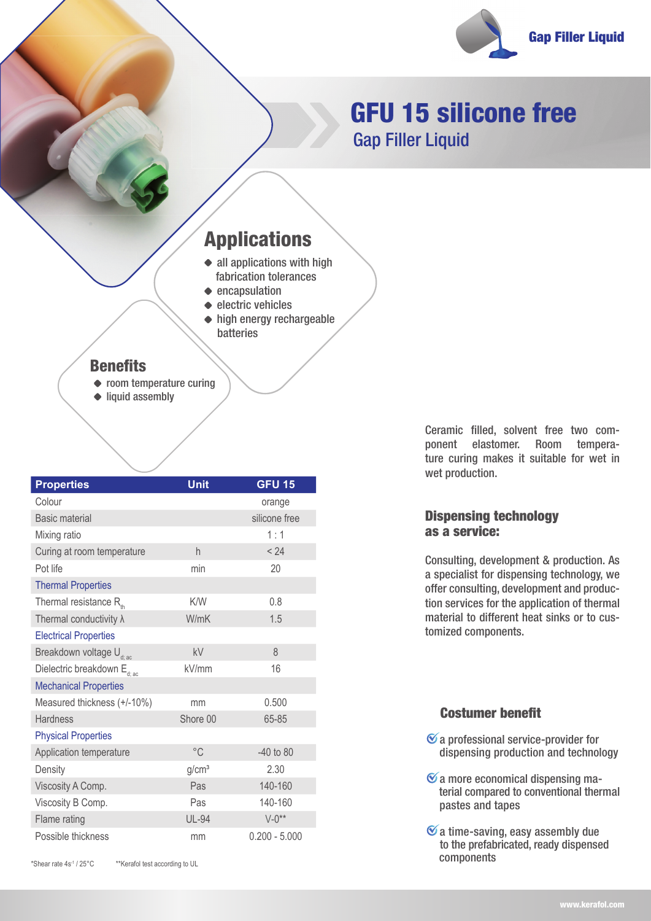Gap Filler Liquid

# GFU 15 silicone free

## Gap Filler Liquid

## Applications

- all applications with high fabrication tolerances
- encapsulation
- electric vehicles
- high energy rechargeable batteries

## Benefits

- room temperature curing
- liquid assembly

Ceramic filled, solvent free two component elastomer. Room temperature curing makes it suitable for wet in wet production.

| Properties | Unit | GFU 15 |
|---|---|---|
| Colour | | orange |
| Basic material | | silicone free |
| Mixing ratio | | 1 : 1 |
| Curing at room temperature | h | < 24 |
| Pot life | min | 20 |
| Thermal Properties | | |
| Thermal resistance $R_{th}$ | K/W | 0.8 |
| Thermal conductivity λ | W/mK | 1.5 |
| Electrical Properties | | |
| Breakdown voltage $U_{d; ac}$ | kV | 8 |
| Dielectric breakdown $E_{d; ac}$ | kV/mm | 16 |
| Mechanical Properties | | |
| Measured thickness (+/-10%) | mm | 0.500 |
| Hardness | Shore 00 | 65-85 |
| Physical Properties | | |
| Application temperature | °C | -40 to 80 |
| Density | g/cm³ | 2.30 |
| Viscosity A Comp. | Pas | 140-160 |
| Viscosity B Comp. | Pas | 140-160 |
| Flame rating | UL-94 | V-0** |
| Possible thickness | mm | 0.200 - 5.000 |

*Shear rate $4s^{-1}$ / 25°C **Kerafol test according to UL

## Dispensing technology as a service:

Consulting, development & production. As a specialist for dispensing technology, we offer consulting, development and production services for the application of thermal material to different heat sinks or to customized components.

## Costumer benefit

- a professional service-provider for dispensing production and technology
- a more economical dispensing material compared to conventional thermal pastes and tapes
- a time-saving, easy assembly due to the prefabricated, ready dispensed components

www.kerafol.com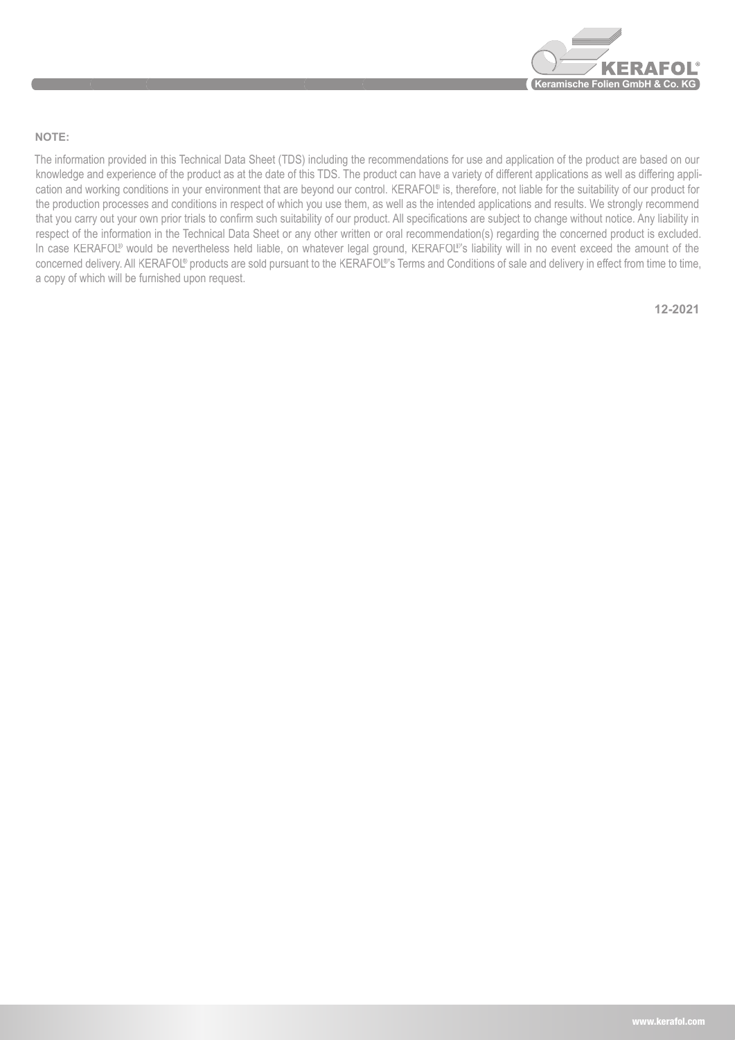**NOTE:**

The information provided in this Technical Data Sheet (TDS) including the recommendations for use and application of the product are based on our knowledge and experience of the product as at the date of this TDS. The product can have a variety of different applications as well as differing application and working conditions in your environment that are beyond our control. KERAFOL® is, therefore, not liable for the suitability of our product for the production processes and conditions in respect of which you use them, as well as the intended applications and results. We strongly recommend that you carry out your own prior trials to confirm such suitability of our product. All specifications are subject to change without notice. Any liability in respect of the information in the Technical Data Sheet or any other written or oral recommendation(s) regarding the concerned product is excluded. In case KERAFOL® would be nevertheless held liable, on whatever legal ground, KERAFOL®'s liability will in no event exceed the amount of the concerned delivery. All KERAFOL® products are sold pursuant to the KERAFOL®'s Terms and Conditions of sale and delivery in effect from time to time, a copy of which will be furnished upon request.

**12-2021**